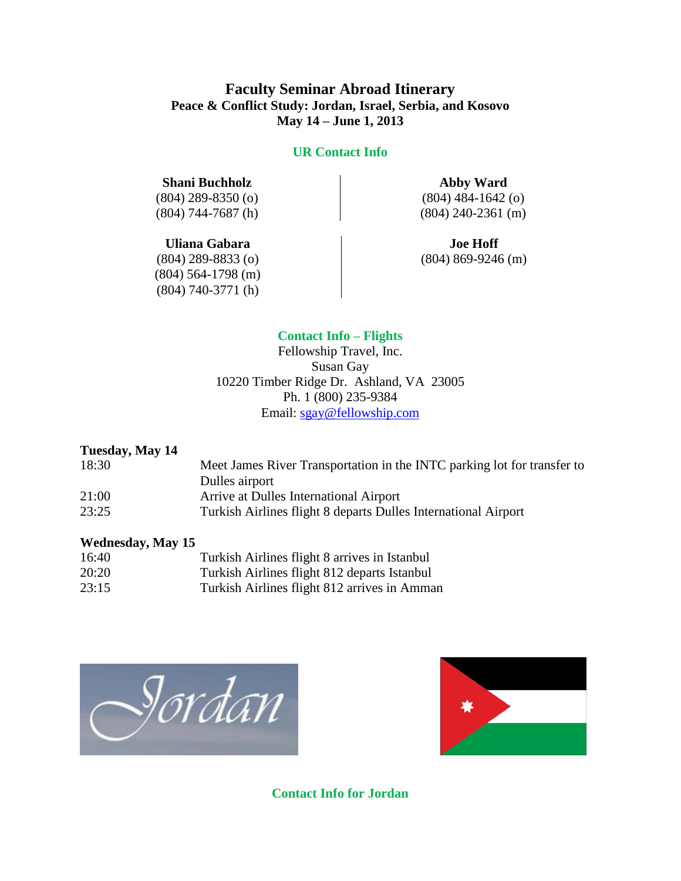# Faculty Seminar Abroad Itinerary

**Peace & Conflict Study: Jordan, Israel, Serbia, and Kosovo**

**May 14 – June 1, 2013**

## UR Contact Info

**Shani Buchholz**
(804) 289-8350 (o)
(804) 744-7687 (h)

**Abby Ward**
(804) 484-1642 (o)
(804) 240-2361 (m)

**Uliana Gabara**
(804) 289-8833 (o)
(804) 564-1798 (m)
(804) 740-3771 (h)

**Joe Hoff**
(804) 869-9246 (m)

## Contact Info – Flights

Fellowship Travel, Inc.
Susan Gay
10220 Timber Ridge Dr. Ashland, VA 23005
Ph. 1 (800) 235-9384
Email: sgay@fellowship.com

**Tuesday, May 14**

| | |
|---|---|
| 18:30 | Meet James River Transportation in the INTC parking lot for transfer to Dulles airport |
| 21:00 | Arrive at Dulles International Airport |
| 23:25 | Turkish Airlines flight 8 departs Dulles International Airport |

**Wednesday, May 15**

| | |
|---|---|
| 16:40 | Turkish Airlines flight 8 arrives in Istanbul |
| 20:20 | Turkish Airlines flight 812 departs Istanbul |
| 23:15 | Turkish Airlines flight 812 arrives in Amman |

## Contact Info for Jordan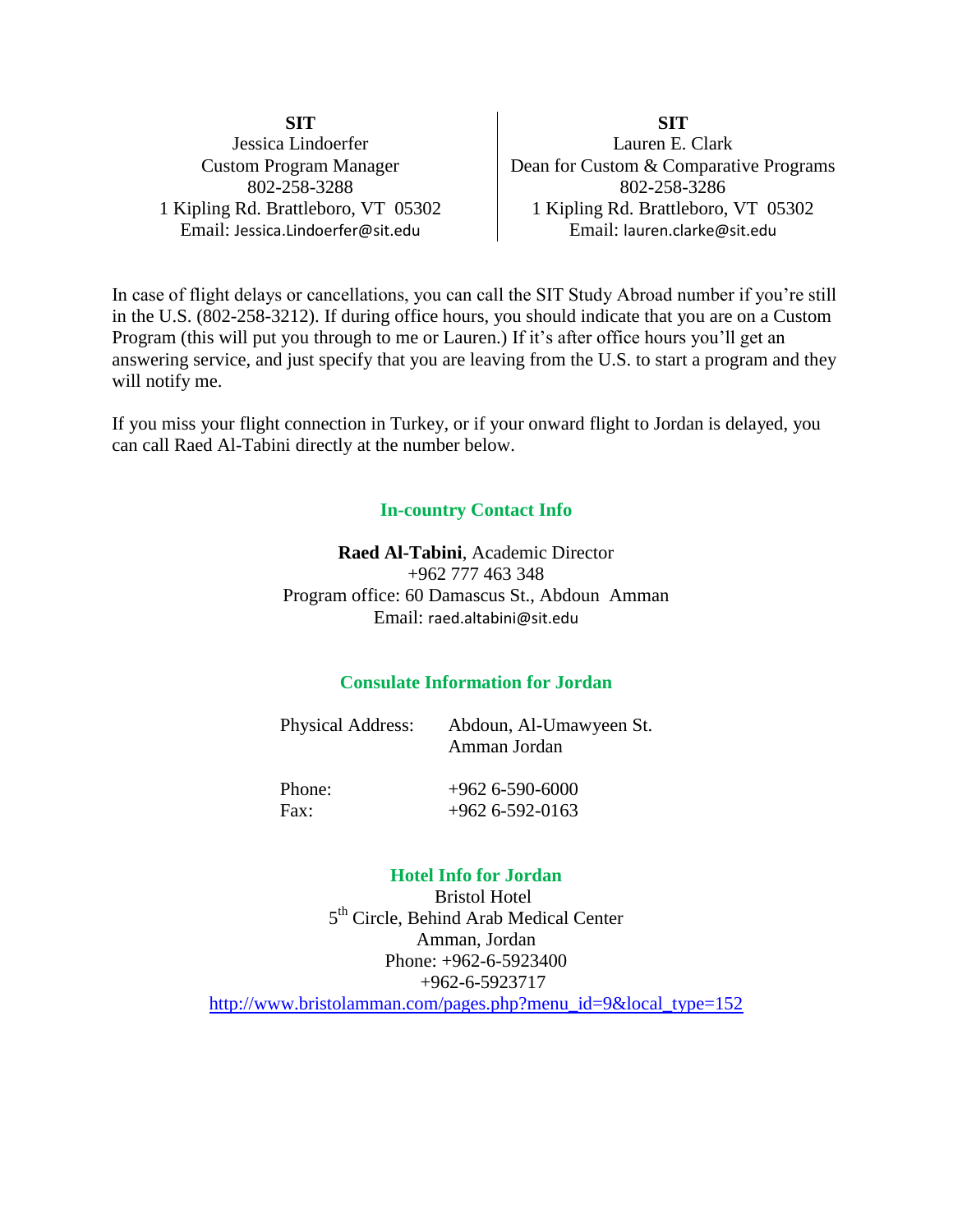| **SIT** | **SIT** |
|---|---|
| Jessica Lindoerfer | Lauren E. Clark |
| Custom Program Manager | Dean for Custom & Comparative Programs |
| 802-258-3288 | 802-258-3286 |
| 1 Kipling Rd. Brattleboro, VT 05302 | 1 Kipling Rd. Brattleboro, VT 05302 |
| Email: Jessica.Lindoerfer@sit.edu | Email: lauren.clarke@sit.edu |

In case of flight delays or cancellations, you can call the SIT Study Abroad number if you're still in the U.S. (802-258-3212). If during office hours, you should indicate that you are on a Custom Program (this will put you through to me or Lauren.) If it's after office hours you'll get an answering service, and just specify that you are leaving from the U.S. to start a program and they will notify me.

If you miss your flight connection in Turkey, or if your onward flight to Jordan is delayed, you can call Raed Al-Tabini directly at the number below.

## In-country Contact Info

**Raed Al-Tabini**, Academic Director
+962 777 463 348
Program office: 60 Damascus St., Abdoun Amman
Email: raed.altabini@sit.edu

## Consulate Information for Jordan

| | |
|---|---|
| Physical Address: | Abdoun, Al-Umawyeen St. Amman Jordan |
| Phone: | +962 6-590-6000 |
| Fax: | +962 6-592-0163 |

## Hotel Info for Jordan

Bristol Hotel
5th Circle, Behind Arab Medical Center
Amman, Jordan
Phone: +962-6-5923400
+962-6-5923717
http://www.bristolamman.com/pages.php?menu_id=9&local_type=152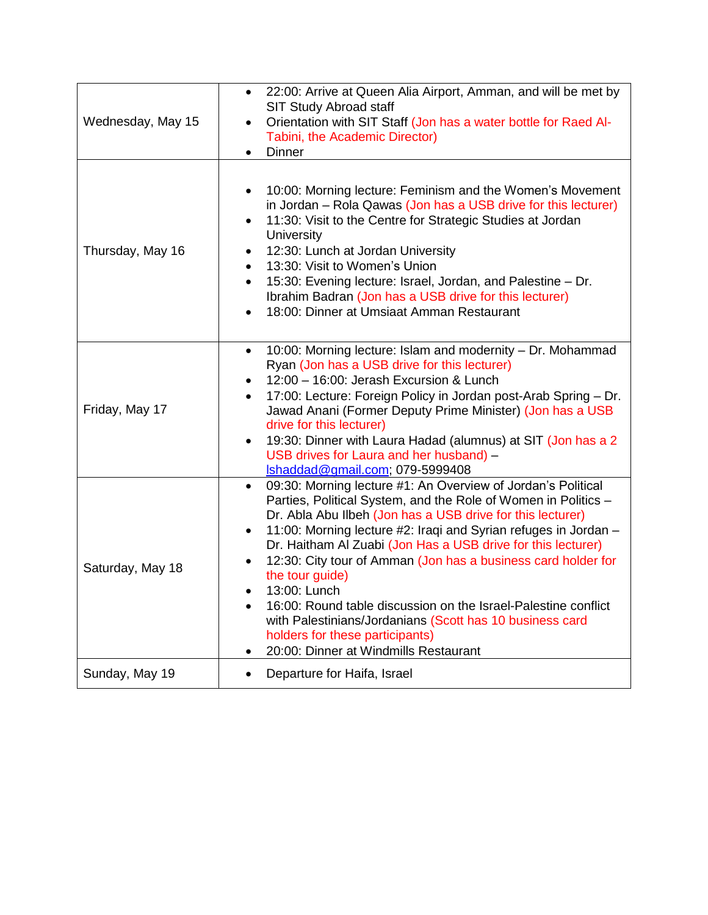| | |
|---|---|
| Wednesday, May 15 | • 22:00: Arrive at Queen Alia Airport, Amman, and will be met by SIT Study Abroad staff<br>• Orientation with SIT Staff (Jon has a water bottle for Raed Al-Tabini, the Academic Director)<br>• Dinner |
| Thursday, May 16 | • 10:00: Morning lecture: Feminism and the Women's Movement in Jordan – Rola Qawas (Jon has a USB drive for this lecturer)<br>• 11:30: Visit to the Centre for Strategic Studies at Jordan University<br>• 12:30: Lunch at Jordan University<br>• 13:30: Visit to Women's Union<br>• 15:30: Evening lecture: Israel, Jordan, and Palestine – Dr. Ibrahim Badran (Jon has a USB drive for this lecturer)<br>• 18:00: Dinner at Umsiaat Amman Restaurant |
| Friday, May 17 | • 10:00: Morning lecture: Islam and modernity – Dr. Mohammad Ryan (Jon has a USB drive for this lecturer)<br>• 12:00 – 16:00: Jerash Excursion & Lunch<br>• 17:00: Lecture: Foreign Policy in Jordan post-Arab Spring – Dr. Jawad Anani (Former Deputy Prime Minister) (Jon has a USB drive for this lecturer)<br>• 19:30: Dinner with Laura Hadad (alumnus) at SIT (Jon has a 2 USB drives for Laura and her husband) – lshaddad@gmail.com; 079-5999408 |
| Saturday, May 18 | • 09:30: Morning lecture #1: An Overview of Jordan's Political Parties, Political System, and the Role of Women in Politics – Dr. Abla Abu Ilbeh (Jon has a USB drive for this lecturer)<br>• 11:00: Morning lecture #2: Iraqi and Syrian refuges in Jordan – Dr. Haitham Al Zuabi (Jon Has a USB drive for this lecturer)<br>• 12:30: City tour of Amman (Jon has a business card holder for the tour guide)<br>• 13:00: Lunch<br>• 16:00: Round table discussion on the Israel-Palestine conflict with Palestinians/Jordanians (Scott has 10 business card holders for these participants)<br>• 20:00: Dinner at Windmills Restaurant |
| Sunday, May 19 | • Departure for Haifa, Israel |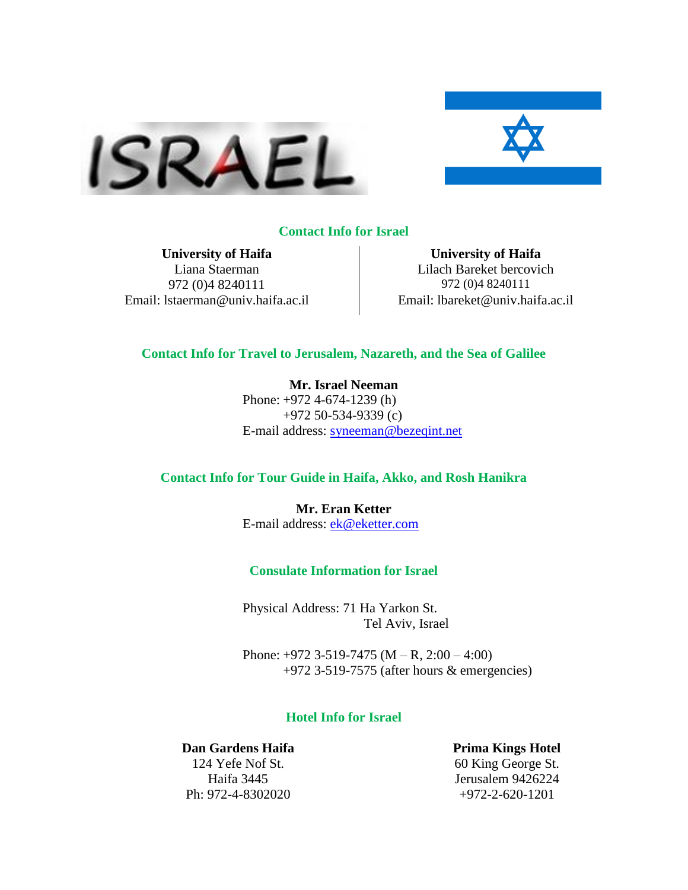ISRAEL

## Contact Info for Israel

**University of Haifa**
Liana Staerman
972 (0)4 8240111
Email: lstaerman@univ.haifa.ac.il

**University of Haifa**
Lilach Bareket bercovich
972 (0)4 8240111
Email: lbareket@univ.haifa.ac.il

## Contact Info for Travel to Jerusalem, Nazareth, and the Sea of Galilee

**Mr. Israel Neeman**
Phone: +972 4-674-1239 (h)
+972 50-534-9339 (c)
E-mail address: syneeman@bezeqint.net

## Contact Info for Tour Guide in Haifa, Akko, and Rosh Hanikra

**Mr. Eran Ketter**
E-mail address: ek@eketter.com

## Consulate Information for Israel

Physical Address: 71 Ha Yarkon St.
Tel Aviv, Israel

Phone: +972 3-519-7475 (M – R, 2:00 – 4:00)
+972 3-519-7575 (after hours & emergencies)

## Hotel Info for Israel

**Dan Gardens Haifa**
124 Yefe Nof St.
Haifa 3445
Ph: 972-4-8302020

**Prima Kings Hotel**
60 King George St.
Jerusalem 9426224
+972-2-620-1201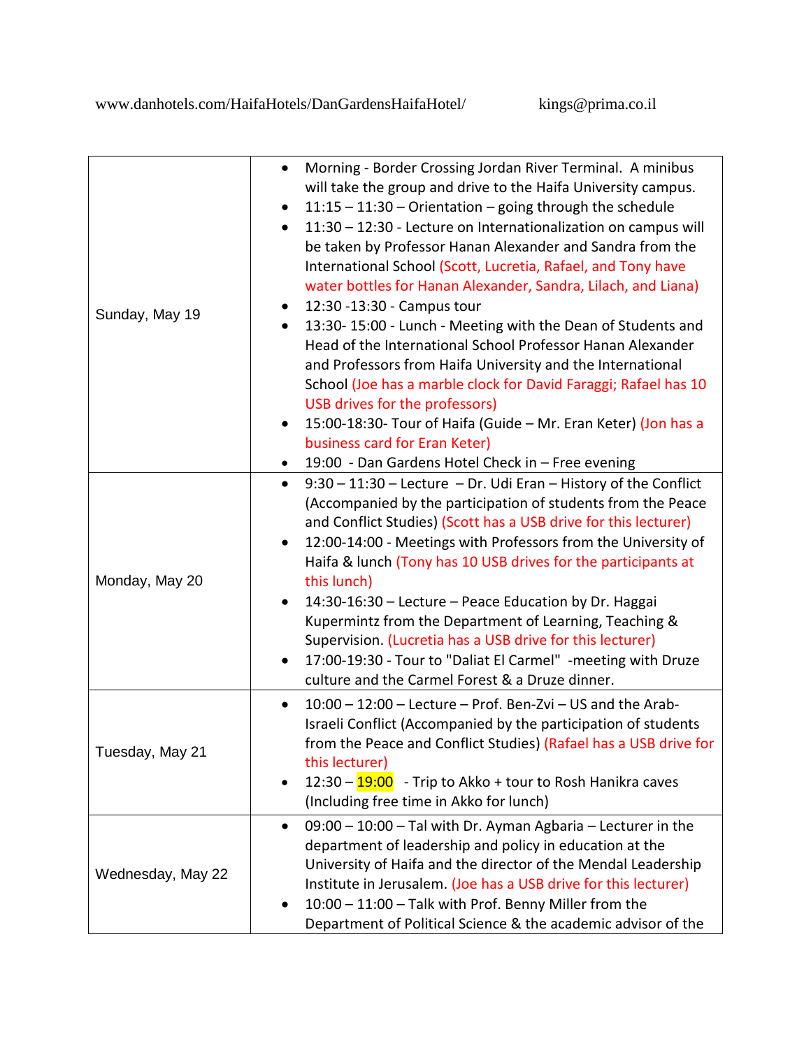www.danhotels.com/HaifaHotels/DanGardensHaifaHotel/ kings@prima.co.il

| | |
|---|---|
| Sunday, May 19 | • Morning - Border Crossing Jordan River Terminal. A minibus will take the group and drive to the Haifa University campus.<br>• 11:15 – 11:30 – Orientation – going through the schedule<br>• 11:30 – 12:30 - Lecture on Internationalization on campus will be taken by Professor Hanan Alexander and Sandra from the International School (Scott, Lucretia, Rafael, and Tony have water bottles for Hanan Alexander, Sandra, Lilach, and Liana)<br>• 12:30 -13:30 - Campus tour<br>• 13:30- 15:00 - Lunch - Meeting with the Dean of Students and Head of the International School Professor Hanan Alexander and Professors from Haifa University and the International School (Joe has a marble clock for David Faraggi; Rafael has 10 USB drives for the professors)<br>• 15:00-18:30- Tour of Haifa (Guide – Mr. Eran Keter) (Jon has a business card for Eran Keter)<br>• 19:00 - Dan Gardens Hotel Check in – Free evening |
| Monday, May 20 | • 9:30 – 11:30 – Lecture – Dr. Udi Eran – History of the Conflict (Accompanied by the participation of students from the Peace and Conflict Studies) (Scott has a USB drive for this lecturer)<br>• 12:00-14:00 - Meetings with Professors from the University of Haifa & lunch (Tony has 10 USB drives for the participants at this lunch)<br>• 14:30-16:30 – Lecture – Peace Education by Dr. Haggai Kupermintz from the Department of Learning, Teaching & Supervision. (Lucretia has a USB drive for this lecturer)<br>• 17:00-19:30 - Tour to "Daliat El Carmel" -meeting with Druze culture and the Carmel Forest & a Druze dinner. |
| Tuesday, May 21 | • 10:00 – 12:00 – Lecture – Prof. Ben-Zvi – US and the Arab-Israeli Conflict (Accompanied by the participation of students from the Peace and Conflict Studies) (Rafael has a USB drive for this lecturer)<br>• 12:30 – 19:00 - Trip to Akko + tour to Rosh Hanikra caves (Including free time in Akko for lunch) |
| Wednesday, May 22 | • 09:00 – 10:00 – Tal with Dr. Ayman Agbaria – Lecturer in the department of leadership and policy in education at the University of Haifa and the director of the Mendal Leadership Institute in Jerusalem. (Joe has a USB drive for this lecturer)<br>• 10:00 – 11:00 – Talk with Prof. Benny Miller from the Department of Political Science & the academic advisor of the |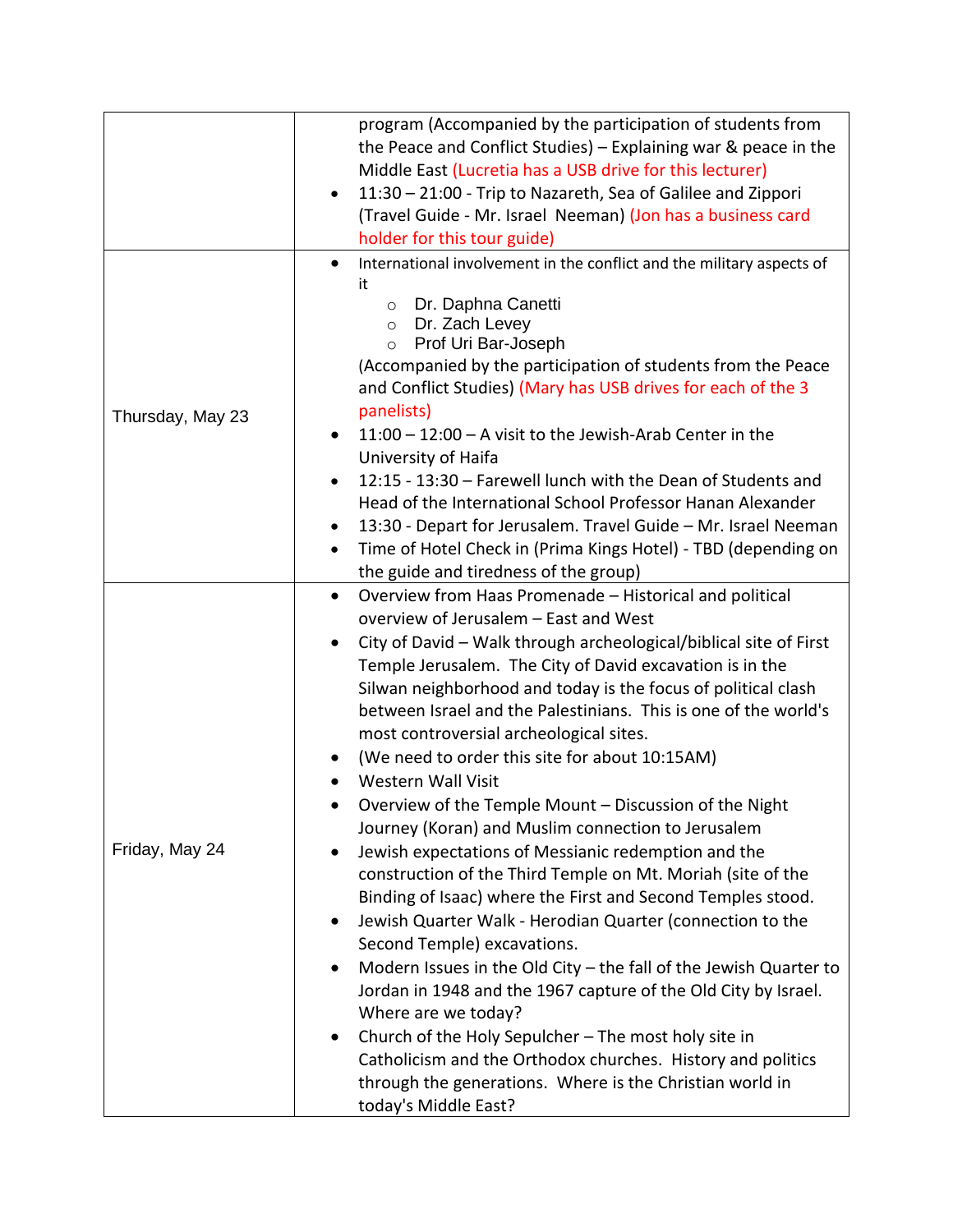| | |
|---|---|
| | program (Accompanied by the participation of students from the Peace and Conflict Studies) – Explaining war & peace in the Middle East (Lucretia has a USB drive for this lecturer)<br>• 11:30 – 21:00 - Trip to Nazareth, Sea of Galilee and Zippori (Travel Guide - Mr. Israel Neeman) (Jon has a business card holder for this tour guide) |
| Thursday, May 23 | • International involvement in the conflict and the military aspects of it<br>  ○ Dr. Daphna Canetti<br>  ○ Dr. Zach Levey<br>  ○ Prof Uri Bar-Joseph<br>(Accompanied by the participation of students from the Peace and Conflict Studies) (Mary has USB drives for each of the 3 panelists)<br>• 11:00 – 12:00 – A visit to the Jewish-Arab Center in the University of Haifa<br>• 12:15 - 13:30 – Farewell lunch with the Dean of Students and Head of the International School Professor Hanan Alexander<br>• 13:30 - Depart for Jerusalem. Travel Guide – Mr. Israel Neeman<br>• Time of Hotel Check in (Prima Kings Hotel) - TBD (depending on the guide and tiredness of the group) |
| Friday, May 24 | • Overview from Haas Promenade – Historical and political overview of Jerusalem – East and West<br>• City of David – Walk through archeological/biblical site of First Temple Jerusalem. The City of David excavation is in the Silwan neighborhood and today is the focus of political clash between Israel and the Palestinians. This is one of the world's most controversial archeological sites.<br>• (We need to order this site for about 10:15AM)<br>• Western Wall Visit<br>• Overview of the Temple Mount – Discussion of the Night Journey (Koran) and Muslim connection to Jerusalem<br>• Jewish expectations of Messianic redemption and the construction of the Third Temple on Mt. Moriah (site of the Binding of Isaac) where the First and Second Temples stood.<br>• Jewish Quarter Walk - Herodian Quarter (connection to the Second Temple) excavations.<br>• Modern Issues in the Old City – the fall of the Jewish Quarter to Jordan in 1948 and the 1967 capture of the Old City by Israel. Where are we today?<br>• Church of the Holy Sepulcher – The most holy site in Catholicism and the Orthodox churches. History and politics through the generations. Where is the Christian world in today's Middle East? |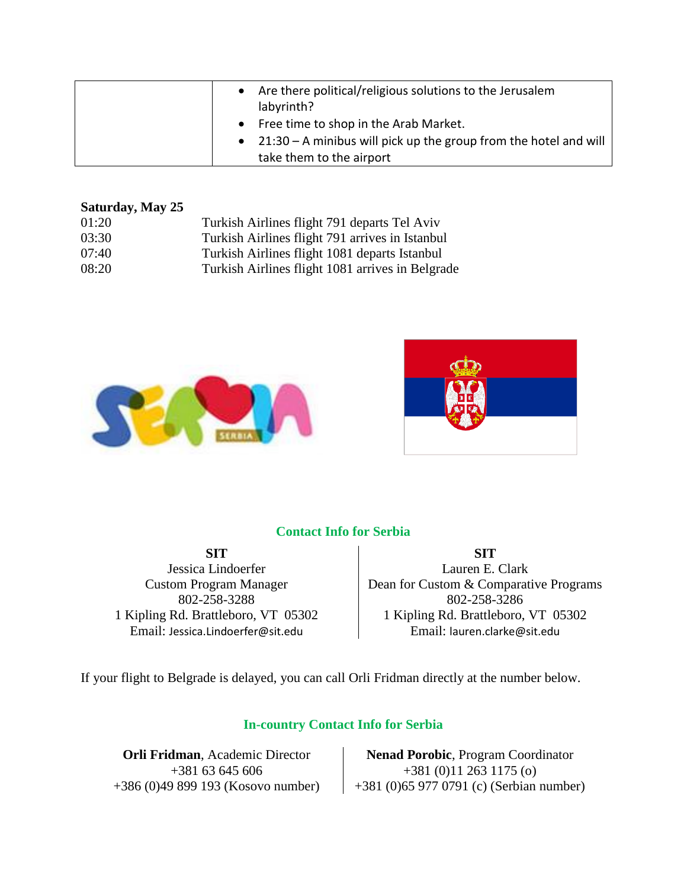| | |
|---|---|
| | • Are there political/religious solutions to the Jerusalem labyrinth?<br>• Free time to shop in the Arab Market.<br>• 21:30 – A minibus will pick up the group from the hotel and will take them to the airport |

**Saturday, May 25**

| | |
|---|---|
| 01:20 | Turkish Airlines flight 791 departs Tel Aviv |
| 03:30 | Turkish Airlines flight 791 arrives in Istanbul |
| 07:40 | Turkish Airlines flight 1081 departs Istanbul |
| 08:20 | Turkish Airlines flight 1081 arrives in Belgrade |

## Contact Info for Serbia

**SIT**
Jessica Lindoerfer
Custom Program Manager
802-258-3288
1 Kipling Rd. Brattleboro, VT 05302
Email: Jessica.Lindoerfer@sit.edu

**SIT**
Lauren E. Clark
Dean for Custom & Comparative Programs
802-258-3286
1 Kipling Rd. Brattleboro, VT 05302
Email: lauren.clarke@sit.edu

If your flight to Belgrade is delayed, you can call Orli Fridman directly at the number below.

## In-country Contact Info for Serbia

**Orli Fridman**, Academic Director
+381 63 645 606
+386 (0)49 899 193 (Kosovo number)

**Nenad Porobic**, Program Coordinator
+381 (0)11 263 1175 (o)
+381 (0)65 977 0791 (c) (Serbian number)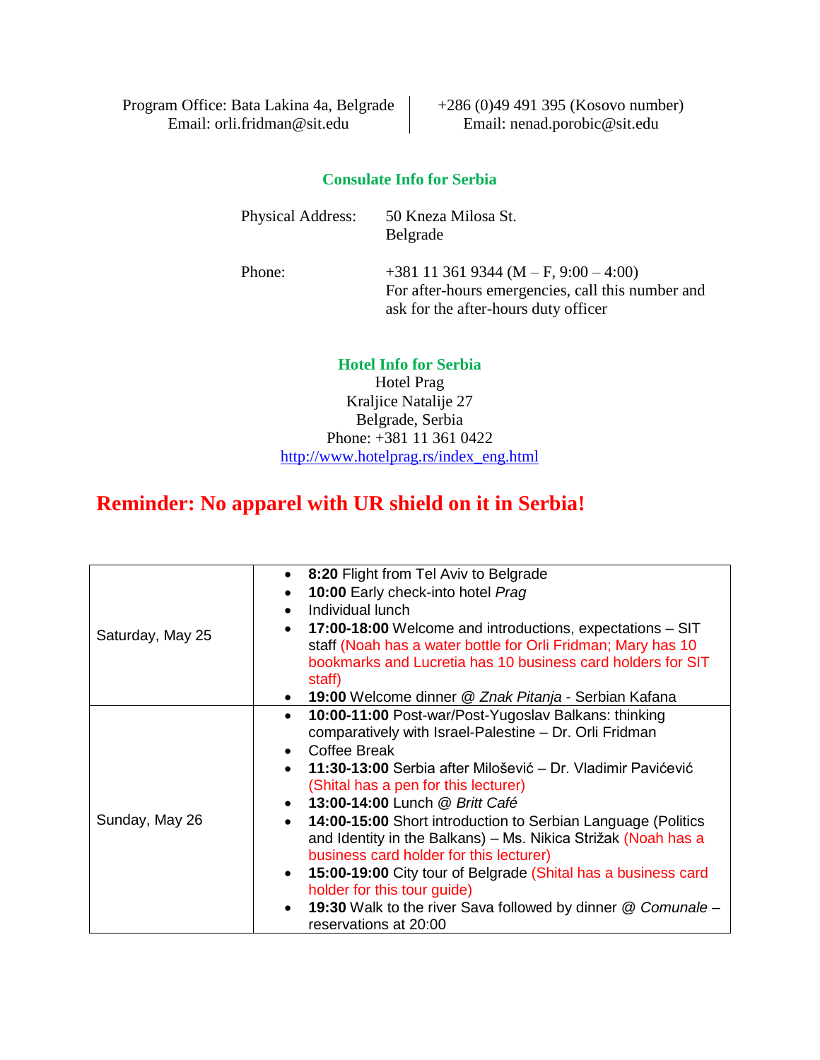Program Office: Bata Lakina 4a, Belgrade
Email: orli.fridman@sit.edu

+286 (0)49 491 395 (Kosovo number)
Email: nenad.porobic@sit.edu

### Consulate Info for Serbia

Physical Address: 50 Kneza Milosa St.
Belgrade

Phone: +381 11 361 9344 (M – F, 9:00 – 4:00)
For after-hours emergencies, call this number and ask for the after-hours duty officer

### Hotel Info for Serbia

Hotel Prag
Kraljice Natalije 27
Belgrade, Serbia
Phone: +381 11 361 0422
http://www.hotelprag.rs/index_eng.html

## Reminder: No apparel with UR shield on it in Serbia!

| | |
|---|---|
| Saturday, May 25 | • **8:20** Flight from Tel Aviv to Belgrade<br>• **10:00** Early check-into hotel *Prag*<br>• Individual lunch<br>• **17:00-18:00** Welcome and introductions, expectations – SIT staff (Noah has a water bottle for Orli Fridman; Mary has 10 bookmarks and Lucretia has 10 business card holders for SIT staff)<br>• **19:00** Welcome dinner @ *Znak Pitanja* - Serbian Kafana |
| Sunday, May 26 | • **10:00-11:00** Post-war/Post-Yugoslav Balkans: thinking comparatively with Israel-Palestine – Dr. Orli Fridman<br>• Coffee Break<br>• **11:30-13:00** Serbia after Milošević – Dr. Vladimir Pavićević (Shital has a pen for this lecturer)<br>• **13:00-14:00** Lunch @ *Britt Café*<br>• **14:00-15:00** Short introduction to Serbian Language (Politics and Identity in the Balkans) – Ms. Nikica Strižak (Noah has a business card holder for this lecturer)<br>• **15:00-19:00** City tour of Belgrade (Shital has a business card holder for this tour guide)<br>• **19:30** Walk to the river Sava followed by dinner @ *Comunale* – reservations at 20:00 |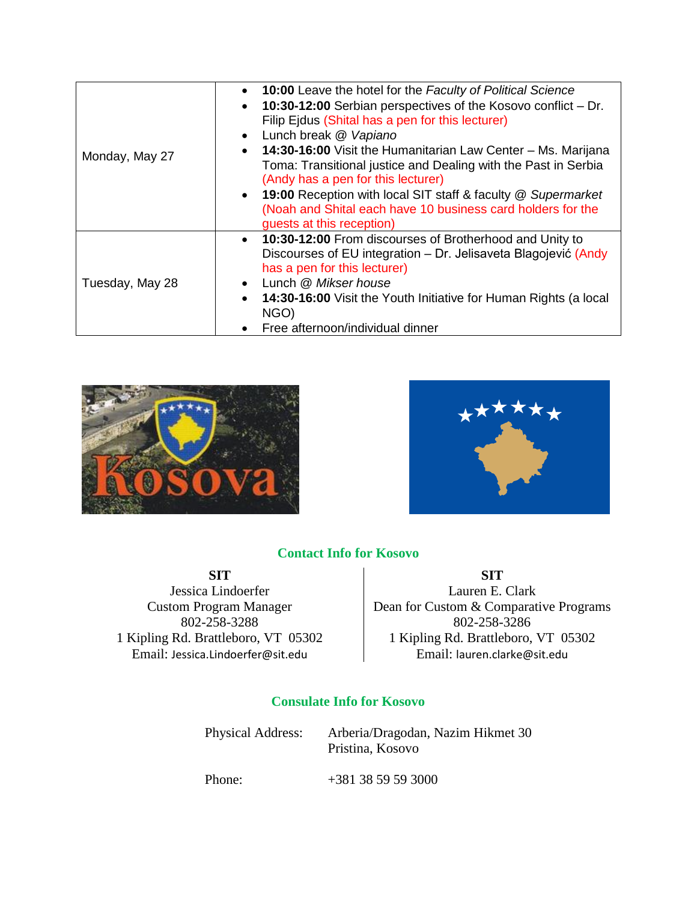| Monday, May 27 | • **10:00** Leave the hotel for the *Faculty of Political Science*<br>• **10:30-12:00** Serbian perspectives of the Kosovo conflict – Dr. Filip Ejdus (Shital has a pen for this lecturer)<br>• Lunch break @ *Vapiano*<br>• **14:30-16:00** Visit the Humanitarian Law Center – Ms. Marijana Toma: Transitional justice and Dealing with the Past in Serbia (Andy has a pen for this lecturer)<br>• **19:00** Reception with local SIT staff & faculty @ *Supermarket* (Noah and Shital each have 10 business card holders for the guests at this reception) |
|---|---|
| Tuesday, May 28 | • **10:30-12:00** From discourses of Brotherhood and Unity to Discourses of EU integration – Dr. Jelisaveta Blagojević (Andy has a pen for this lecturer)<br>• Lunch @ *Mikser house*<br>• **14:30-16:00** Visit the Youth Initiative for Human Rights (a local NGO)<br>• Free afternoon/individual dinner |

## Contact Info for Kosovo

**SIT**
Jessica Lindoerfer
Custom Program Manager
802-258-3288
1 Kipling Rd. Brattleboro, VT 05302
Email: Jessica.Lindoerfer@sit.edu

**SIT**
Lauren E. Clark
Dean for Custom & Comparative Programs
802-258-3286
1 Kipling Rd. Brattleboro, VT 05302
Email: lauren.clarke@sit.edu

## Consulate Info for Kosovo

Physical Address: Arberia/Dragodan, Nazim Hikmet 30
Pristina, Kosovo

Phone: +381 38 59 59 3000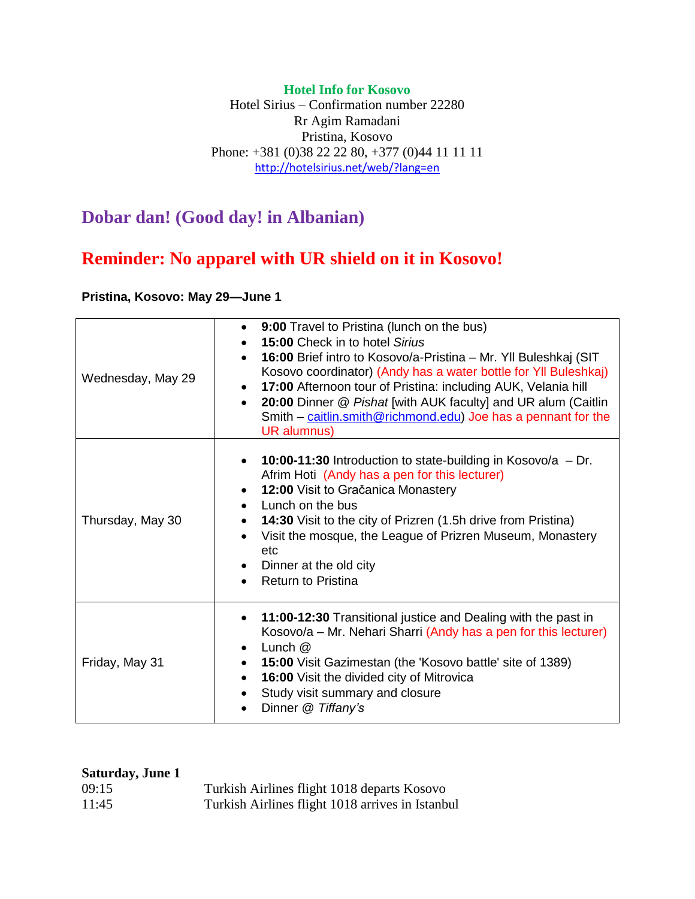**Hotel Info for Kosovo**
Hotel Sirius – Confirmation number 22280
Rr Agim Ramadani
Pristina, Kosovo
Phone: +381 (0)38 22 22 80, +377 (0)44 11 11 11
http://hotelsirius.net/web/?lang=en

## Dobar dan! (Good day! in Albanian)

## Reminder: No apparel with UR shield on it in Kosovo!

**Pristina, Kosovo: May 29—June 1**

| Day | Schedule |
|---|---|
| Wednesday, May 29 | • **9:00** Travel to Pristina (lunch on the bus)<br>• **15:00** Check in to hotel *Sirius*<br>• **16:00** Brief intro to Kosovo/a-Pristina – Mr. Yll Buleshkaj (SIT Kosovo coordinator) (Andy has a water bottle for Yll Buleshkaj)<br>• **17:00** Afternoon tour of Pristina: including AUK, Velania hill<br>• **20:00** Dinner @ *Pishat* [with AUK faculty] and UR alum (Caitlin Smith – caitlin.smith@richmond.edu) Joe has a pennant for the UR alumnus) |
| Thursday, May 30 | • **10:00-11:30** Introduction to state-building in Kosovo/a – Dr. Afrim Hoti (Andy has a pen for this lecturer)<br>• **12:00** Visit to Gračanica Monastery<br>• Lunch on the bus<br>• **14:30** Visit to the city of Prizren (1.5h drive from Pristina)<br>• Visit the mosque, the League of Prizren Museum, Monastery etc<br>• Dinner at the old city<br>• Return to Pristina |
| Friday, May 31 | • **11:00-12:30** Transitional justice and Dealing with the past in Kosovo/a – Mr. Nehari Sharri (Andy has a pen for this lecturer)<br>• Lunch @<br>• **15:00** Visit Gazimestan (the 'Kosovo battle' site of 1389)<br>• **16:00** Visit the divided city of Mitrovica<br>• Study visit summary and closure<br>• Dinner @ *Tiffany's* |

**Saturday, June 1**

| | |
|---|---|
| 09:15 | Turkish Airlines flight 1018 departs Kosovo |
| 11:45 | Turkish Airlines flight 1018 arrives in Istanbul |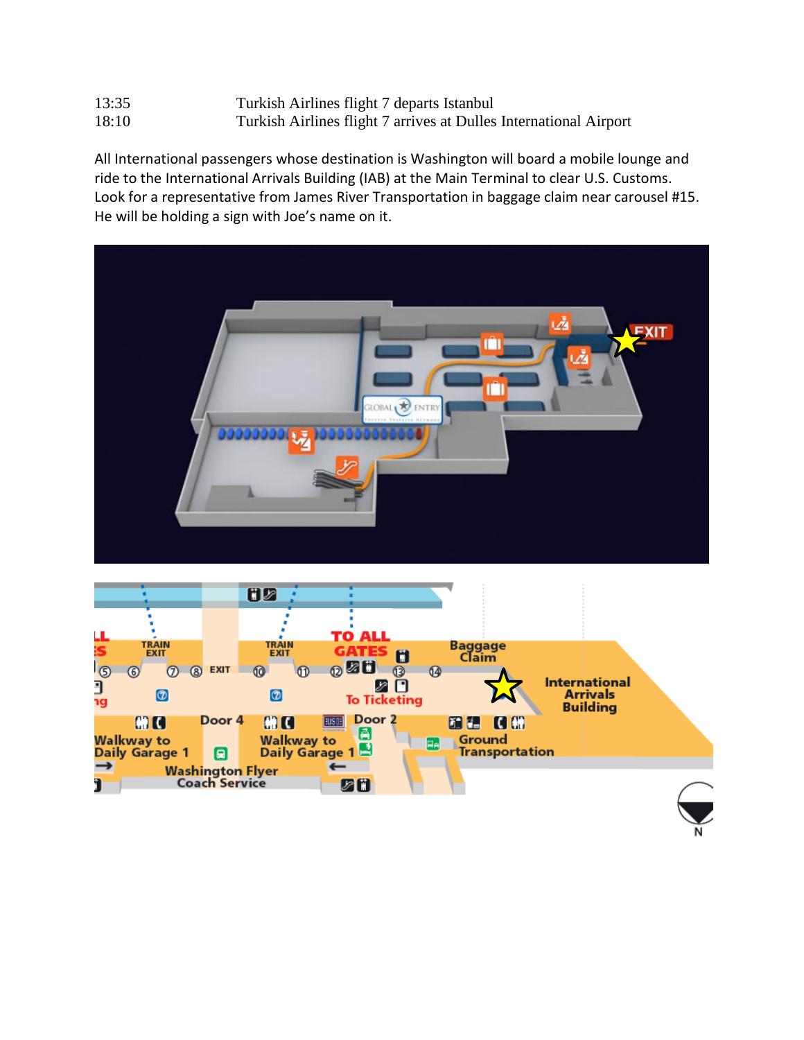| | |
|---|---|
| 13:35 | Turkish Airlines flight 7 departs Istanbul |
| 18:10 | Turkish Airlines flight 7 arrives at Dulles International Airport |

All International passengers whose destination is Washington will board a mobile lounge and ride to the International Arrivals Building (IAB) at the Main Terminal to clear U.S. Customs. Look for a representative from James River Transportation in baggage claim near carousel #15. He will be holding a sign with Joe's name on it.